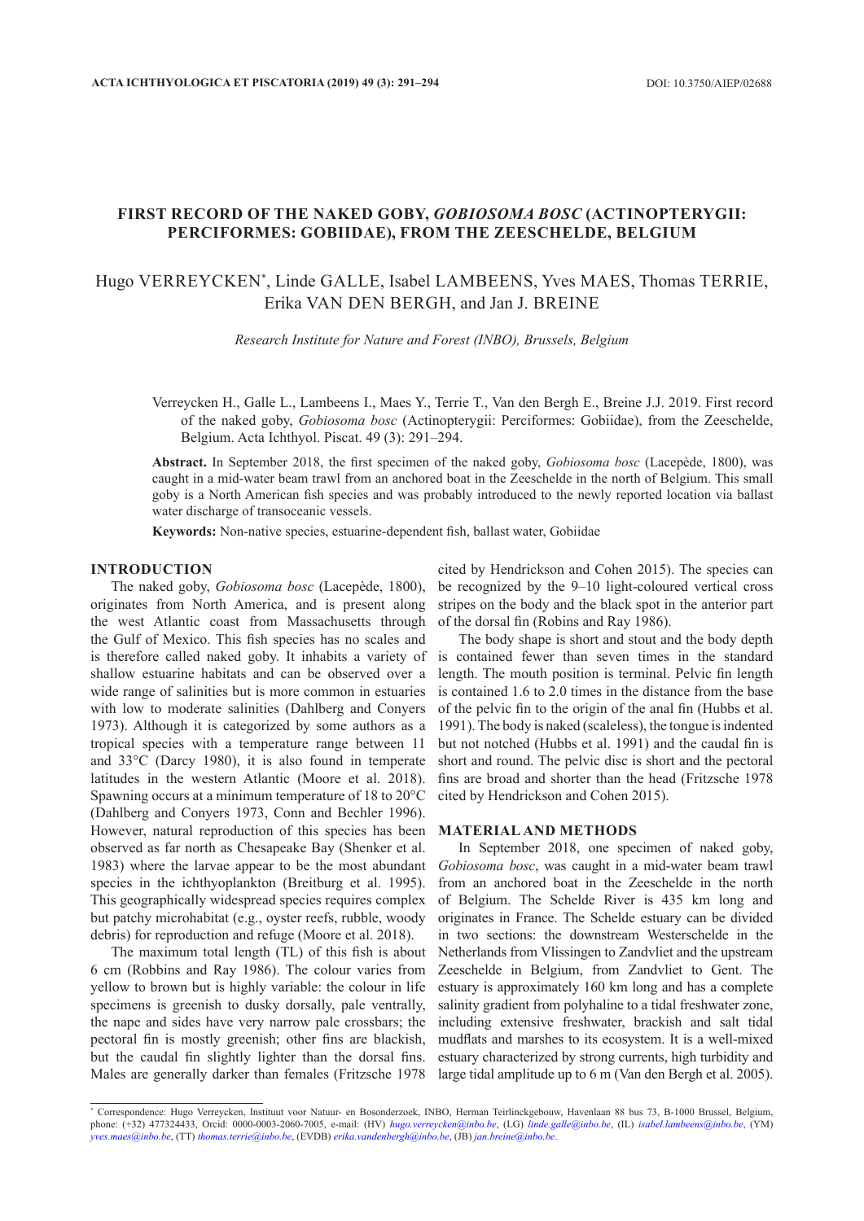# FIRST RECORD OF THE NAKED GOBY, *GOBIOSOMA BOSC* (ACTINOPTERYGII: PERCIFORMES: GOBIIDAE), FROM THE ZEESCHELDE, BELGIUM

Hugo VERREYCKEN*, Linde GALLE, Isabel LAMBEENS, Yves MAES, Thomas TERRIE, Erika VAN DEN BERGH, and Jan J. BREINE

*Research Institute for Nature and Forest (INBO), Brussels, Belgium*

Verreycken H., Galle L., Lambeens I., Maes Y., Terrie T., Van den Bergh E., Breine J.J. 2019. First record of the naked goby, *Gobiosoma bosc* (Actinopterygii: Perciformes: Gobiidae), from the Zeeschelde, Belgium. Acta Ichthyol. Piscat. 49 (3): 291–294.

**Abstract.** In September 2018, the first specimen of the naked goby, *Gobiosoma bosc* (Lacepède, 1800), was caught in a mid-water beam trawl from an anchored boat in the Zeeschelde in the north of Belgium. This small goby is a North American fish species and was probably introduced to the newly reported location via ballast water discharge of transoceanic vessels.

**Keywords:** Non-native species, estuarine-dependent fish, ballast water, Gobiidae

## INTRODUCTION

The naked goby, *Gobiosoma bosc* (Lacepède, 1800), originates from North America, and is present along the west Atlantic coast from Massachusetts through the Gulf of Mexico. This fish species has no scales and is therefore called naked goby. It inhabits a variety of shallow estuarine habitats and can be observed over a wide range of salinities but is more common in estuaries with low to moderate salinities (Dahlberg and Conyers 1973). Although it is categorized by some authors as a tropical species with a temperature range between 11 and 33°C (Darcy 1980), it is also found in temperate latitudes in the western Atlantic (Moore et al. 2018). Spawning occurs at a minimum temperature of 18 to 20°C (Dahlberg and Conyers 1973, Conn and Bechler 1996). However, natural reproduction of this species has been observed as far north as Chesapeake Bay (Shenker et al. 1983) where the larvae appear to be the most abundant species in the ichthyoplankton (Breitburg et al. 1995). This geographically widespread species requires complex but patchy microhabitat (e.g., oyster reefs, rubble, woody debris) for reproduction and refuge (Moore et al. 2018).

The maximum total length (TL) of this fish is about 6 cm (Robbins and Ray 1986). The colour varies from yellow to brown but is highly variable: the colour in life specimens is greenish to dusky dorsally, pale ventrally, the nape and sides have very narrow pale crossbars; the pectoral fin is mostly greenish; other fins are blackish, but the caudal fin slightly lighter than the dorsal fins. Males are generally darker than females (Fritzsche 1978 cited by Hendrickson and Cohen 2015). The species can be recognized by the 9–10 light-coloured vertical cross stripes on the body and the black spot in the anterior part of the dorsal fin (Robins and Ray 1986).

The body shape is short and stout and the body depth is contained fewer than seven times in the standard length. The mouth position is terminal. Pelvic fin length is contained 1.6 to 2.0 times in the distance from the base of the pelvic fin to the origin of the anal fin (Hubbs et al. 1991). The body is naked (scaleless), the tongue is indented but not notched (Hubbs et al. 1991) and the caudal fin is short and round. The pelvic disc is short and the pectoral fins are broad and shorter than the head (Fritzsche 1978 cited by Hendrickson and Cohen 2015).

## MATERIAL AND METHODS

In September 2018, one specimen of naked goby, *Gobiosoma bosc*, was caught in a mid-water beam trawl from an anchored boat in the Zeeschelde in the north of Belgium. The Schelde River is 435 km long and originates in France. The Schelde estuary can be divided in two sections: the downstream Westerschelde in the Netherlands from Vlissingen to Zandvliet and the upstream Zeeschelde in Belgium, from Zandvliet to Gent. The estuary is approximately 160 km long and has a complete salinity gradient from polyhaline to a tidal freshwater zone, including extensive freshwater, brackish and salt tidal mudflats and marshes to its ecosystem. It is a well-mixed estuary characterized by strong currents, high turbidity and large tidal amplitude up to 6 m (Van den Bergh et al. 2005).

* Correspondence: Hugo Verreycken, Instituut voor Natuur- en Bosonderzoek, INBO, Herman Teirlinckgebouw, Havenlaan 88 bus 73, B-1000 Brussel, Belgium, phone: (+32) 477324433, Orcid: 0000-0003-2060-7005, e-mail: (HV) *hugo.verreycken@inbo.be*, (LG) *linde.galle@inbo.be*, (IL) *isabel.lambeens@inbo.be*, (YM) *yves.maes@inbo.be*, (TT) *thomas.terrie@inbo.be*, (EVDB) *erika.vandenbergh@inbo.be*, (JB) *jan.breine@inbo.be*.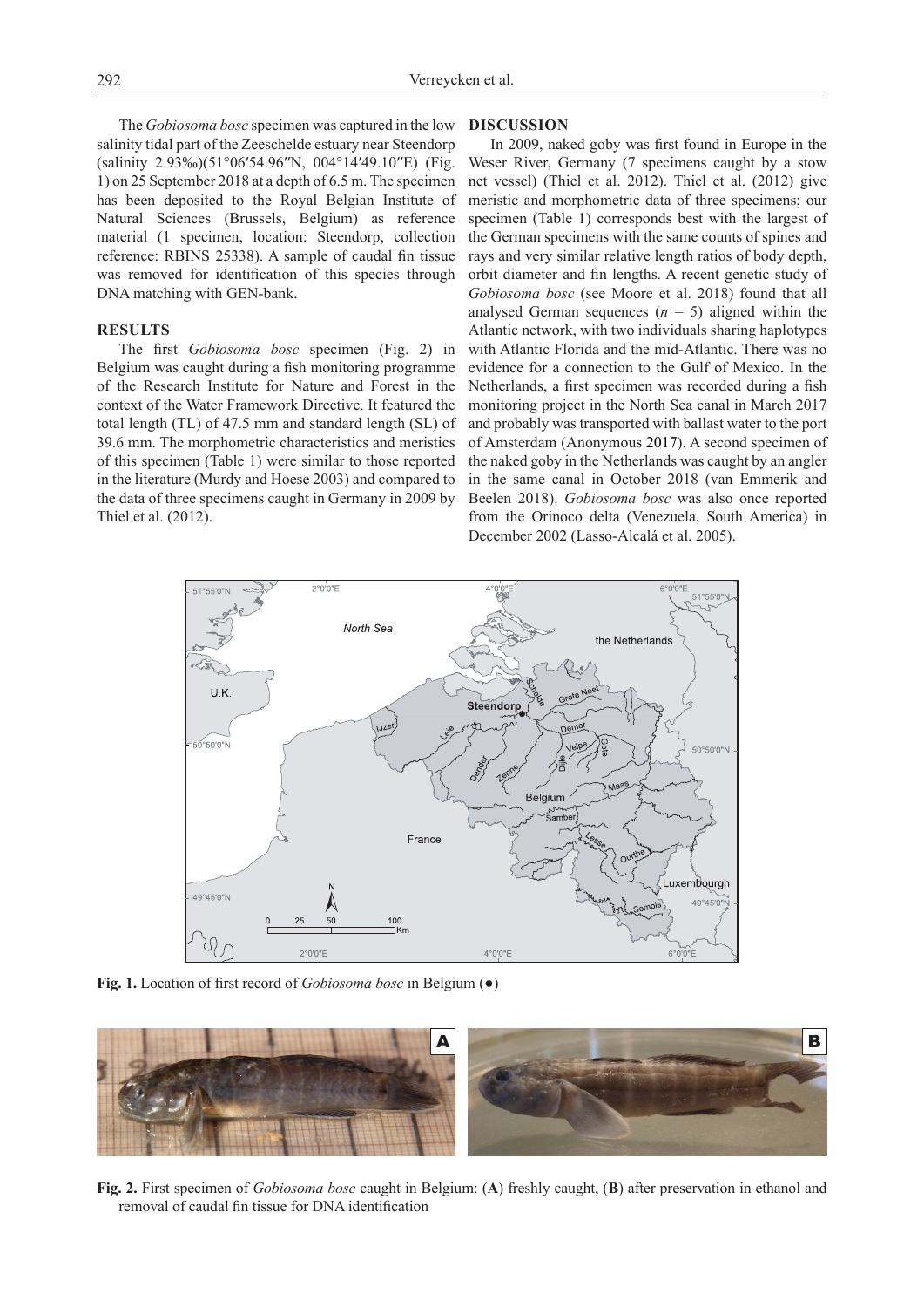The *Gobiosoma bosc* specimen was captured in the low salinity tidal part of the Zeeschelde estuary near Steendorp (salinity 2.93‰)(51°06′54.96″N, 004°14′49.10″E) (Fig. 1) on 25 September 2018 at a depth of 6.5 m. The specimen has been deposited to the Royal Belgian Institute of Natural Sciences (Brussels, Belgium) as reference material (1 specimen, location: Steendorp, collection reference: RBINS 25338). A sample of caudal fin tissue was removed for identification of this species through DNA matching with GEN-bank.

## RESULTS

The first *Gobiosoma bosc* specimen (Fig. 2) in Belgium was caught during a fish monitoring programme of the Research Institute for Nature and Forest in the context of the Water Framework Directive. It featured the total length (TL) of 47.5 mm and standard length (SL) of 39.6 mm. The morphometric characteristics and meristics of this specimen (Table 1) were similar to those reported in the literature (Murdy and Hoese 2003) and compared to the data of three specimens caught in Germany in 2009 by Thiel et al. (2012).

## DISCUSSION

In 2009, naked goby was first found in Europe in the Weser River, Germany (7 specimens caught by a stow net vessel) (Thiel et al. 2012). Thiel et al. (2012) give meristic and morphometric data of three specimens; our specimen (Table 1) corresponds best with the largest of the German specimens with the same counts of spines and rays and very similar relative length ratios of body depth, orbit diameter and fin lengths. A recent genetic study of *Gobiosoma bosc* (see Moore et al. 2018) found that all analysed German sequences ($n$ = 5) aligned within the Atlantic network, with two individuals sharing haplotypes with Atlantic Florida and the mid-Atlantic. There was no evidence for a connection to the Gulf of Mexico. In the Netherlands, a first specimen was recorded during a fish monitoring project in the North Sea canal in March 2017 and probably was transported with ballast water to the port of Amsterdam (Anonymous 2017). A second specimen of the naked goby in the Netherlands was caught by an angler in the same canal in October 2018 (van Emmerik and Beelen 2018). *Gobiosoma bosc* was also once reported from the Orinoco delta (Venezuela, South America) in December 2002 (Lasso-Alcalá et al. 2005).

**Fig. 1.** Location of first record of *Gobiosoma bosc* in Belgium (●)

**Fig. 2.** First specimen of *Gobiosoma bosc* caught in Belgium: (**A**) freshly caught, (**B**) after preservation in ethanol and removal of caudal fin tissue for DNA identification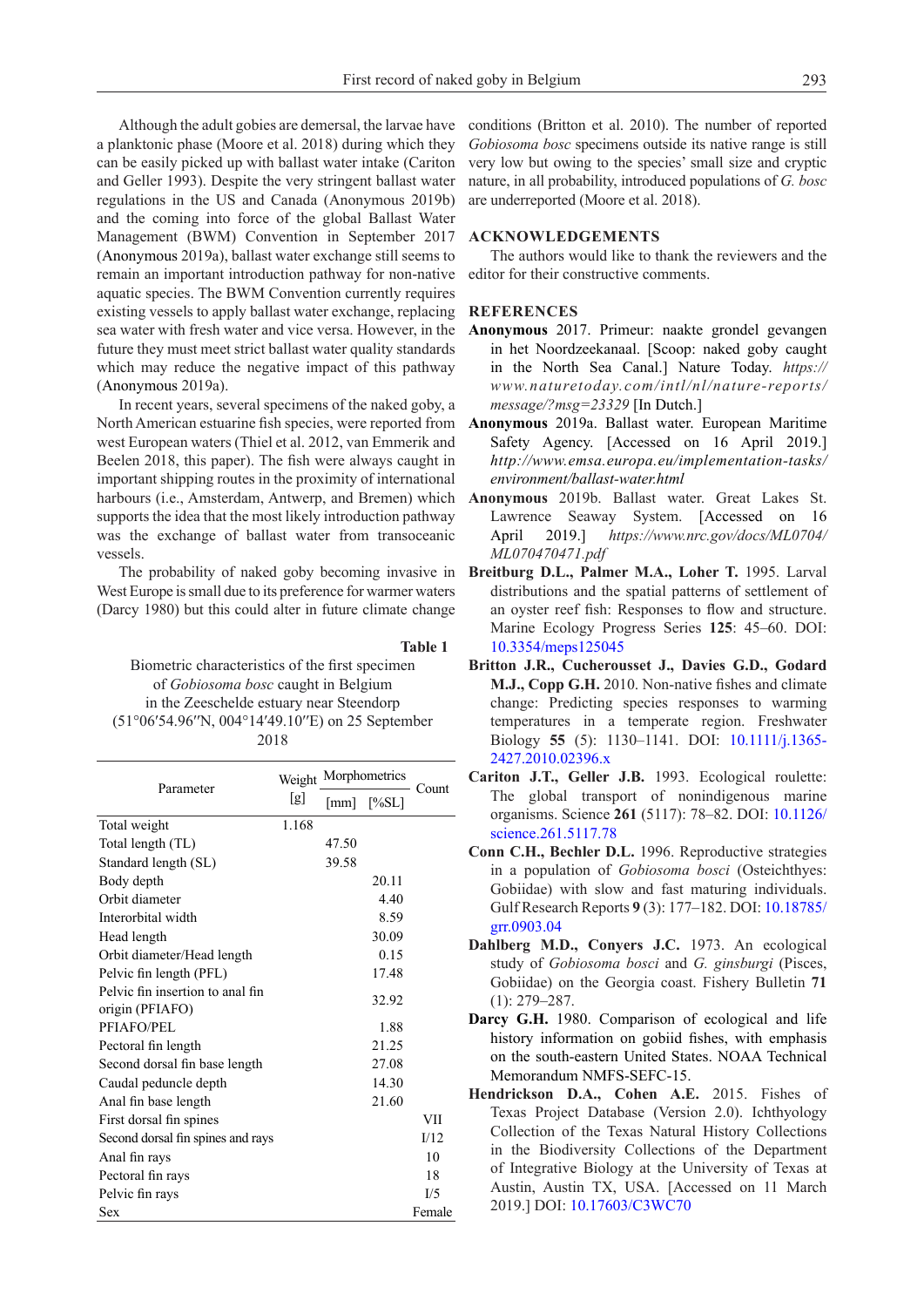Although the adult gobies are demersal, the larvae have a planktonic phase (Moore et al. 2018) during which they can be easily picked up with ballast water intake (Cariton and Geller 1993). Despite the very stringent ballast water regulations in the US and Canada (Anonymous 2019b) and the coming into force of the global Ballast Water Management (BWM) Convention in September 2017 (Anonymous 2019a), ballast water exchange still seems to remain an important introduction pathway for non-native aquatic species. The BWM Convention currently requires existing vessels to apply ballast water exchange, replacing sea water with fresh water and vice versa. However, in the future they must meet strict ballast water quality standards which may reduce the negative impact of this pathway (Anonymous 2019a).

In recent years, several specimens of the naked goby, a North American estuarine fish species, were reported from west European waters (Thiel et al. 2012, van Emmerik and Beelen 2018, this paper). The fish were always caught in important shipping routes in the proximity of international harbours (i.e., Amsterdam, Antwerp, and Bremen) which supports the idea that the most likely introduction pathway was the exchange of ballast water from transoceanic vessels.

The probability of naked goby becoming invasive in West Europe is small due to its preference for warmer waters (Darcy 1980) but this could alter in future climate change conditions (Britton et al. 2010). The number of reported *Gobiosoma bosc* specimens outside its native range is still very low but owing to the species' small size and cryptic nature, in all probability, introduced populations of *G. bosc* are underreported (Moore et al. 2018).

**Table 1**

Biometric characteristics of the first specimen of *Gobiosoma bosc* caught in Belgium in the Zeeschelde estuary near Steendorp (51°06′54.96″N, 004°14′49.10″E) on 25 September 2018

| Parameter | Weight [g] | Morphometrics [mm] | Morphometrics [%SL] | Count |
|---|---|---|---|---|
| Total weight | 1.168 | | | |
| Total length (TL) | | 47.50 | | |
| Standard length (SL) | | 39.58 | | |
| Body depth | | | 20.11 | |
| Orbit diameter | | | 4.40 | |
| Interorbital width | | | 8.59 | |
| Head length | | | 30.09 | |
| Orbit diameter/Head length | | | 0.15 | |
| Pelvic fin length (PFL) | | | 17.48 | |
| Pelvic fin insertion to anal fin origin (PFIAFO) | | | 32.92 | |
| PFIAFO/PEL | | | 1.88 | |
| Pectoral fin length | | | 21.25 | |
| Second dorsal fin base length | | | 27.08 | |
| Caudal peduncle depth | | | 14.30 | |
| Anal fin base length | | | 21.60 | |
| First dorsal fin spines | | | | VII |
| Second dorsal fin spines and rays | | | | I/12 |
| Anal fin rays | | | | 10 |
| Pectoral fin rays | | | | 18 |
| Pelvic fin rays | | | | I/5 |
| Sex | | | | Female |

## ACKNOWLEDGEMENTS

The authors would like to thank the reviewers and the editor for their constructive comments.

## REFERENCES

**Anonymous** 2017. Primeur: naakte grondel gevangen in het Noordzeekanaal. [Scoop: naked goby caught in the North Sea Canal.] Nature Today. *https://www.naturetoday.com/intl/nl/nature-reports/message/?msg=23329* [In Dutch.]

**Anonymous** 2019a. Ballast water. European Maritime Safety Agency. [Accessed on 16 April 2019.] *http://www.emsa.europa.eu/implementation-tasks/environment/ballast-water.html*

**Anonymous** 2019b. Ballast water. Great Lakes St. Lawrence Seaway System. [Accessed on 16 April 2019.] *https://www.nrc.gov/docs/ML0704/ML070470471.pdf*

**Breitburg D.L., Palmer M.A., Loher T.** 1995. Larval distributions and the spatial patterns of settlement of an oyster reef fish: Responses to flow and structure. Marine Ecology Progress Series **125**: 45–60. DOI: 10.3354/meps125045

**Britton J.R., Cucherousset J., Davies G.D., Godard M.J., Copp G.H.** 2010. Non-native fishes and climate change: Predicting species responses to warming temperatures in a temperate region. Freshwater Biology **55** (5): 1130–1141. DOI: 10.1111/j.1365-2427.2010.02396.x

**Cariton J.T., Geller J.B.** 1993. Ecological roulette: The global transport of nonindigenous marine organisms. Science **261** (5117): 78–82. DOI: 10.1126/science.261.5117.78

**Conn C.H., Bechler D.L.** 1996. Reproductive strategies in a population of *Gobiosoma bosci* (Osteichthyes: Gobiidae) with slow and fast maturing individuals. Gulf Research Reports **9** (3): 177–182. DOI: 10.18785/grr.0903.04

**Dahlberg M.D., Conyers J.C.** 1973. An ecological study of *Gobiosoma bosci* and *G. ginsburgi* (Pisces, Gobiidae) on the Georgia coast. Fishery Bulletin **71** (1): 279–287.

**Darcy G.H.** 1980. Comparison of ecological and life history information on gobiid fishes, with emphasis on the south-eastern United States. NOAA Technical Memorandum NMFS-SEFC-15.

**Hendrickson D.A., Cohen A.E.** 2015. Fishes of Texas Project Database (Version 2.0). Ichthyology Collection of the Texas Natural History Collections in the Biodiversity Collections of the Department of Integrative Biology at the University of Texas at Austin, Austin TX, USA. [Accessed on 11 March 2019.] DOI: 10.17603/C3WC70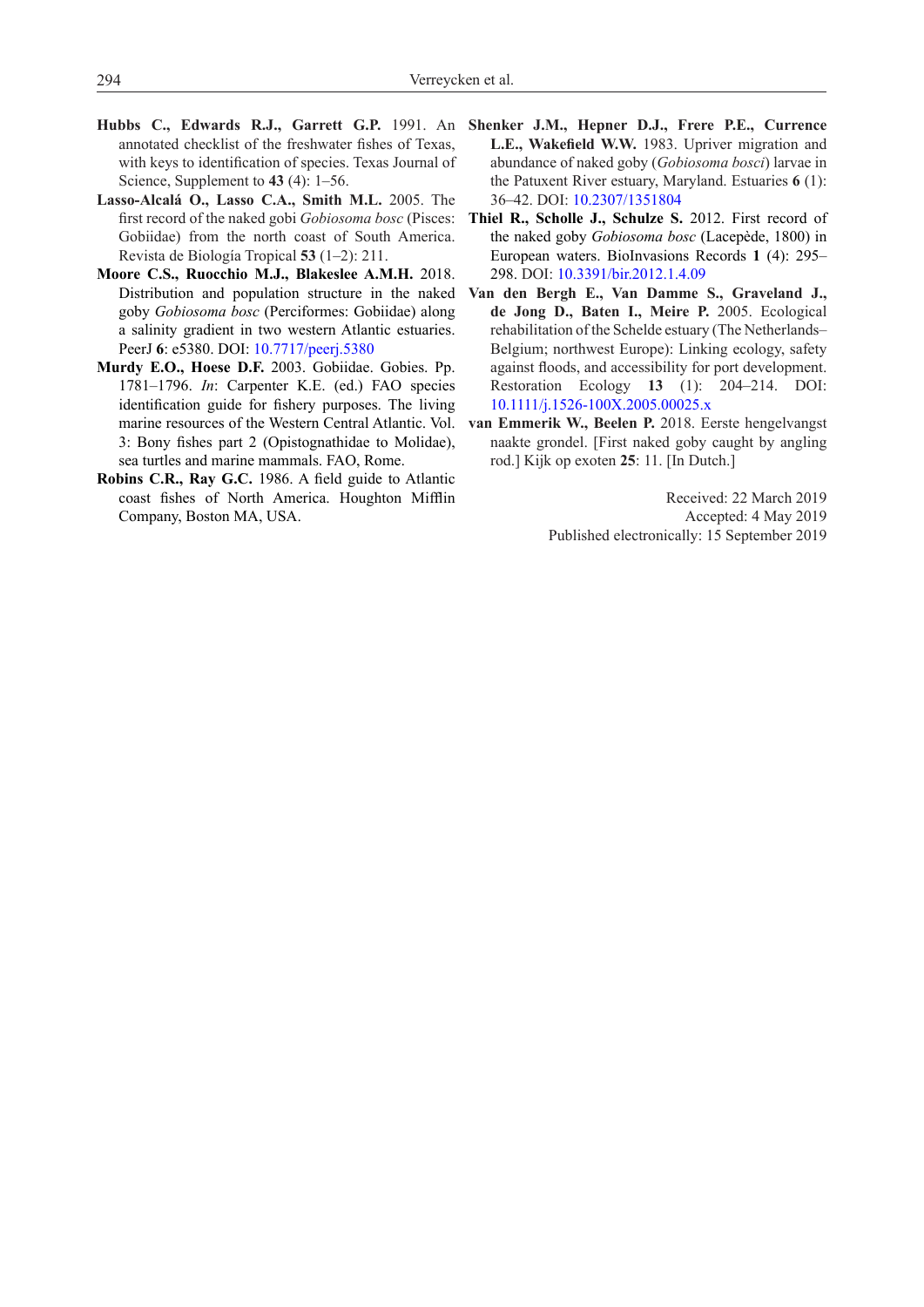**Hubbs C., Edwards R.J., Garrett G.P.** 1991. An annotated checklist of the freshwater fishes of Texas, with keys to identification of species. Texas Journal of Science, Supplement to **43** (4): 1–56.

**Lasso-Alcalá O., Lasso C.A., Smith M.L.** 2005. The first record of the naked gobi *Gobiosoma bosc* (Pisces: Gobiidae) from the north coast of South America. Revista de Biología Tropical **53** (1–2): 211.

**Moore C.S., Ruocchio M.J., Blakeslee A.M.H.** 2018. Distribution and population structure in the naked goby *Gobiosoma bosc* (Perciformes: Gobiidae) along a salinity gradient in two western Atlantic estuaries. PeerJ **6**: e5380. DOI: 10.7717/peerj.5380

**Murdy E.O., Hoese D.F.** 2003. Gobiidae. Gobies. Pp. 1781–1796. *In*: Carpenter K.E. (ed.) FAO species identification guide for fishery purposes. The living marine resources of the Western Central Atlantic. Vol. 3: Bony fishes part 2 (Opistognathidae to Molidae), sea turtles and marine mammals. FAO, Rome.

**Robins C.R., Ray G.C.** 1986. A field guide to Atlantic coast fishes of North America. Houghton Mifflin Company, Boston MA, USA.

**Shenker J.M., Hepner D.J., Frere P.E., Currence L.E., Wakefield W.W.** 1983. Upriver migration and abundance of naked goby (*Gobiosoma bosci*) larvae in the Patuxent River estuary, Maryland. Estuaries **6** (1): 36–42. DOI: 10.2307/1351804

**Thiel R., Scholle J., Schulze S.** 2012. First record of the naked goby *Gobiosoma bosc* (Lacepède, 1800) in European waters. BioInvasions Records **1** (4): 295–298. DOI: 10.3391/bir.2012.1.4.09

**Van den Bergh E., Van Damme S., Graveland J., de Jong D., Baten I., Meire P.** 2005. Ecological rehabilitation of the Schelde estuary (The Netherlands–Belgium; northwest Europe): Linking ecology, safety against floods, and accessibility for port development. Restoration Ecology **13** (1): 204–214. DOI: 10.1111/j.1526-100X.2005.00025.x

**van Emmerik W., Beelen P.** 2018. Eerste hengelvangst naakte grondel. [First naked goby caught by angling rod.] Kijk op exoten **25**: 11. [In Dutch.]

Received: 22 March 2019
Accepted: 4 May 2019
Published electronically: 15 September 2019